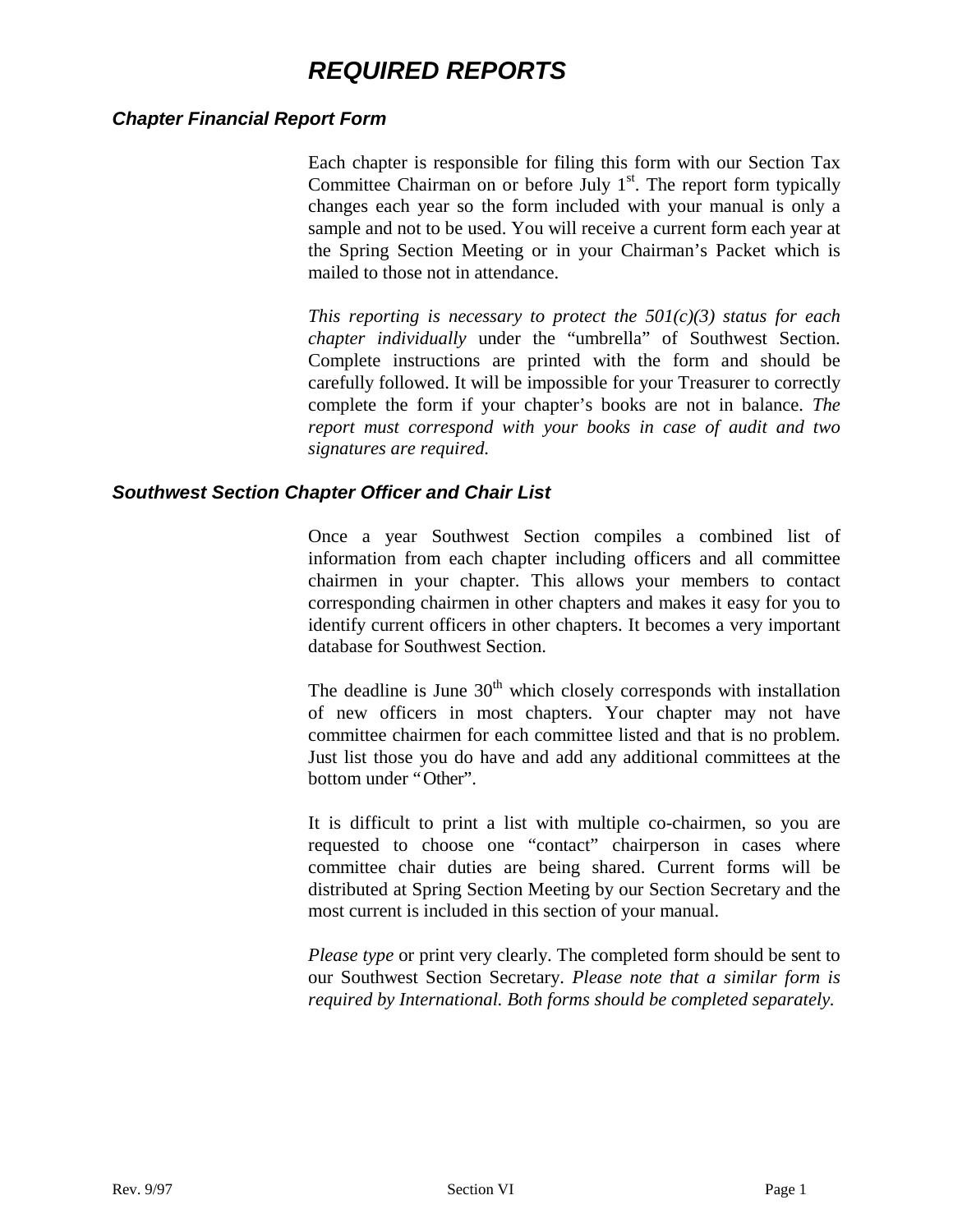# *REQUIRED REPORTS*

## *Chapter Financial Report Form*

Each chapter is responsible for filing this form with our Section Tax Committee Chairman on or before July 1st. The report form typically changes each year so the form included with your manual is only a sample and not to be used. You will receive a current form each year at the Spring Section Meeting or in your Chairman's Packet which is mailed to those not in attendance.

*This reporting is necessary to protect the 501(c)(3) status for each chapter individually* under the "umbrella" of Southwest Section. Complete instructions are printed with the form and should be carefully followed. It will be impossible for your Treasurer to correctly complete the form if your chapter's books are not in balance. *The report must correspond with your books in case of audit and two signatures are required.*

## *Southwest Section Chapter Officer and Chair List*

Once a year Southwest Section compiles a combined list of information from each chapter including officers and all committee chairmen in your chapter. This allows your members to contact corresponding chairmen in other chapters and makes it easy for you to identify current officers in other chapters. It becomes a very important database for Southwest Section.

The deadline is June 30th which closely corresponds with installation of new officers in most chapters. Your chapter may not have committee chairmen for each committee listed and that is no problem. Just list those you do have and add any additional committees at the bottom under "Other".

It is difficult to print a list with multiple co-chairmen, so you are requested to choose one "contact" chairperson in cases where committee chair duties are being shared. Current forms will be distributed at Spring Section Meeting by our Section Secretary and the most current is included in this section of your manual.

*Please type* or print very clearly. The completed form should be sent to our Southwest Section Secretary. *Please note that a similar form is required by International. Both forms should be completed separately.*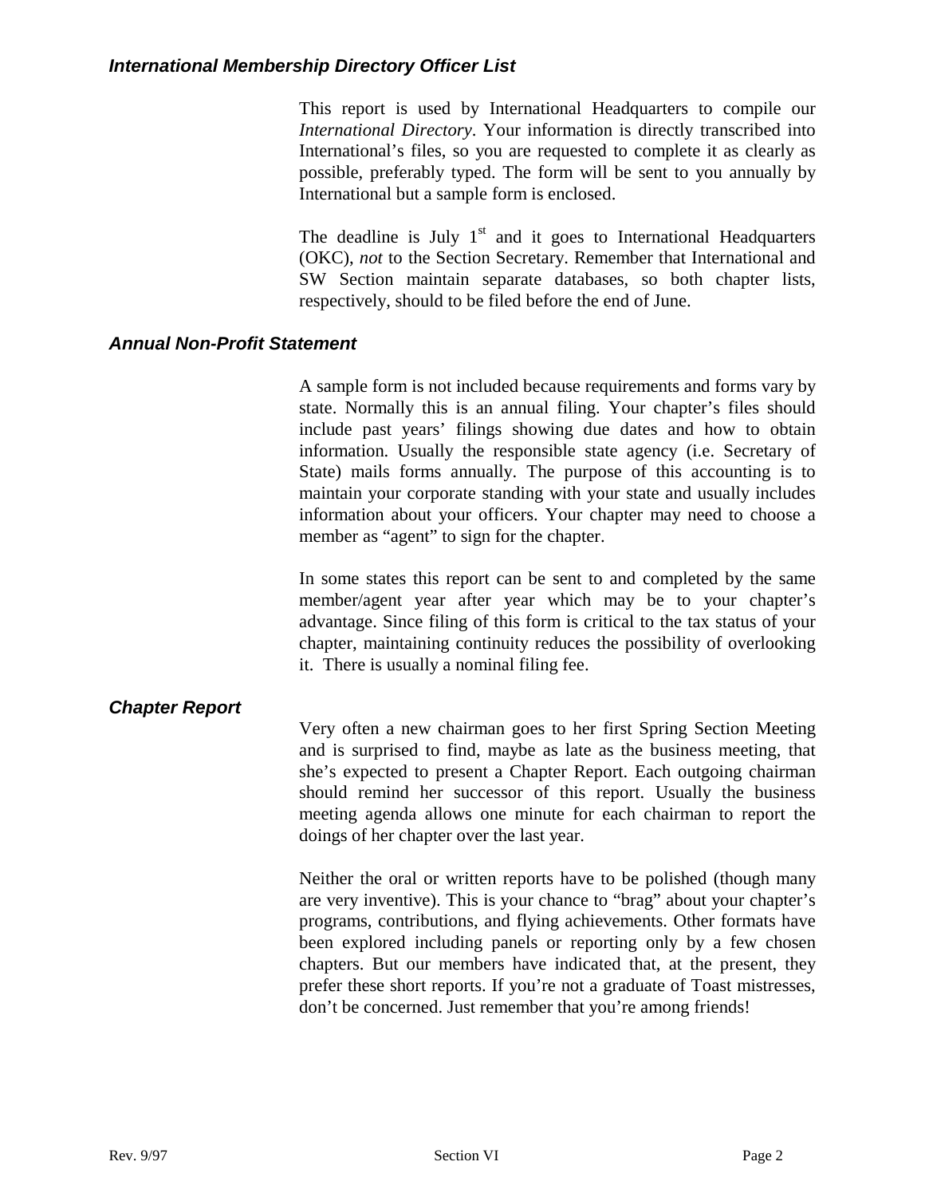### *International Membership Directory Officer List*

This report is used by International Headquarters to compile our *International Directory*. Your information is directly transcribed into International's files, so you are requested to complete it as clearly as possible, preferably typed. The form will be sent to you annually by International but a sample form is enclosed.

The deadline is July 1st and it goes to International Headquarters (OKC), *not* to the Section Secretary. Remember that International and SW Section maintain separate databases, so both chapter lists, respectively, should to be filed before the end of June.

### *Annual Non-Profit Statement*

A sample form is not included because requirements and forms vary by state. Normally this is an annual filing. Your chapter's files should include past years' filings showing due dates and how to obtain information. Usually the responsible state agency (i.e. Secretary of State) mails forms annually. The purpose of this accounting is to maintain your corporate standing with your state and usually includes information about your officers. Your chapter may need to choose a member as "agent" to sign for the chapter.

In some states this report can be sent to and completed by the same member/agent year after year which may be to your chapter's advantage. Since filing of this form is critical to the tax status of your chapter, maintaining continuity reduces the possibility of overlooking it. There is usually a nominal filing fee.

### *Chapter Report*

Very often a new chairman goes to her first Spring Section Meeting and is surprised to find, maybe as late as the business meeting, that she's expected to present a Chapter Report. Each outgoing chairman should remind her successor of this report. Usually the business meeting agenda allows one minute for each chairman to report the doings of her chapter over the last year.

Neither the oral or written reports have to be polished (though many are very inventive). This is your chance to "brag" about your chapter's programs, contributions, and flying achievements. Other formats have been explored including panels or reporting only by a few chosen chapters. But our members have indicated that, at the present, they prefer these short reports. If you're not a graduate of Toast mistresses, don't be concerned. Just remember that you're among friends!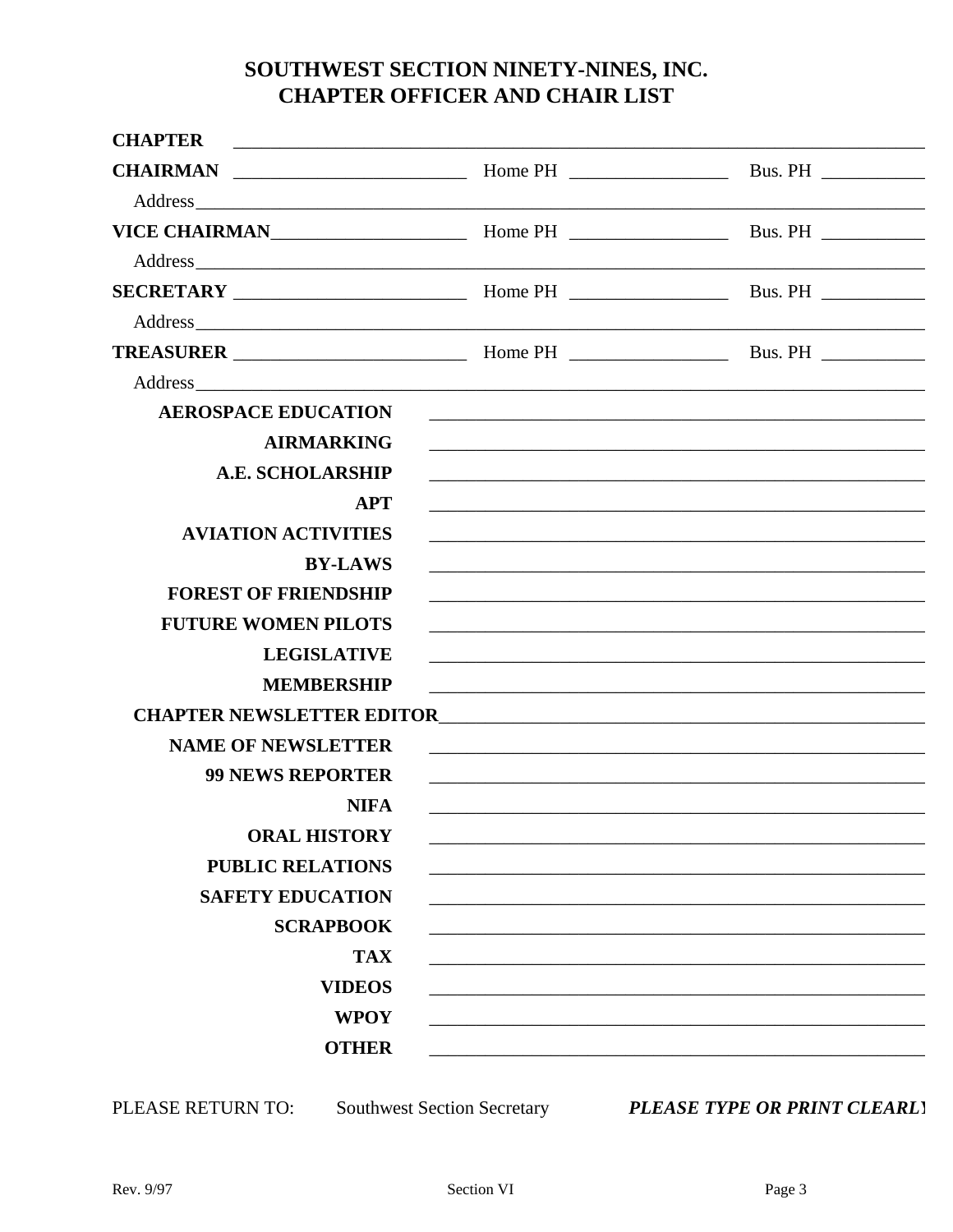# SOUTHWEST SECTION NINETY-NINES, INC.
# CHAPTER OFFICER AND CHAIR LIST

**CHAPTER** ______________________________________________________________

**CHAIRMAN** ________________________ Home PH ________________ Bus. PH ___________

Address_____________________________________________________________________

**VICE CHAIRMAN**____________________ Home PH ________________ Bus. PH ___________

Address_____________________________________________________________________

**SECRETARY** ________________________ Home PH ________________ Bus. PH ___________

Address_____________________________________________________________________

**TREASURER** ________________________ Home PH ________________ Bus. PH ___________

Address_____________________________________________________________________

**AEROSPACE EDUCATION** ____________________________________________________

**AIRMARKING** ____________________________________________________

**A.E. SCHOLARSHIP** ____________________________________________________

**APT** ____________________________________________________

**AVIATION ACTIVITIES** ____________________________________________________

**BY-LAWS** ____________________________________________________

**FOREST OF FRIENDSHIP** ____________________________________________________

**FUTURE WOMEN PILOTS** ____________________________________________________

**LEGISLATIVE** ____________________________________________________

**MEMBERSHIP** ____________________________________________________

**CHAPTER NEWSLETTER EDITOR**_____________________________________________

**NAME OF NEWSLETTER** ____________________________________________________

**99 NEWS REPORTER** ____________________________________________________

**NIFA** ____________________________________________________

**ORAL HISTORY** ____________________________________________________

**PUBLIC RELATIONS** ____________________________________________________

**SAFETY EDUCATION** ____________________________________________________

**SCRAPBOOK** ____________________________________________________

**TAX** ____________________________________________________

**VIDEOS** ____________________________________________________

**WPOY** ____________________________________________________

**OTHER** ____________________________________________________

PLEASE RETURN TO: Southwest Section Secretary ***PLEASE TYPE OR PRINT CLEARLY***

Rev. 9/97 Section VI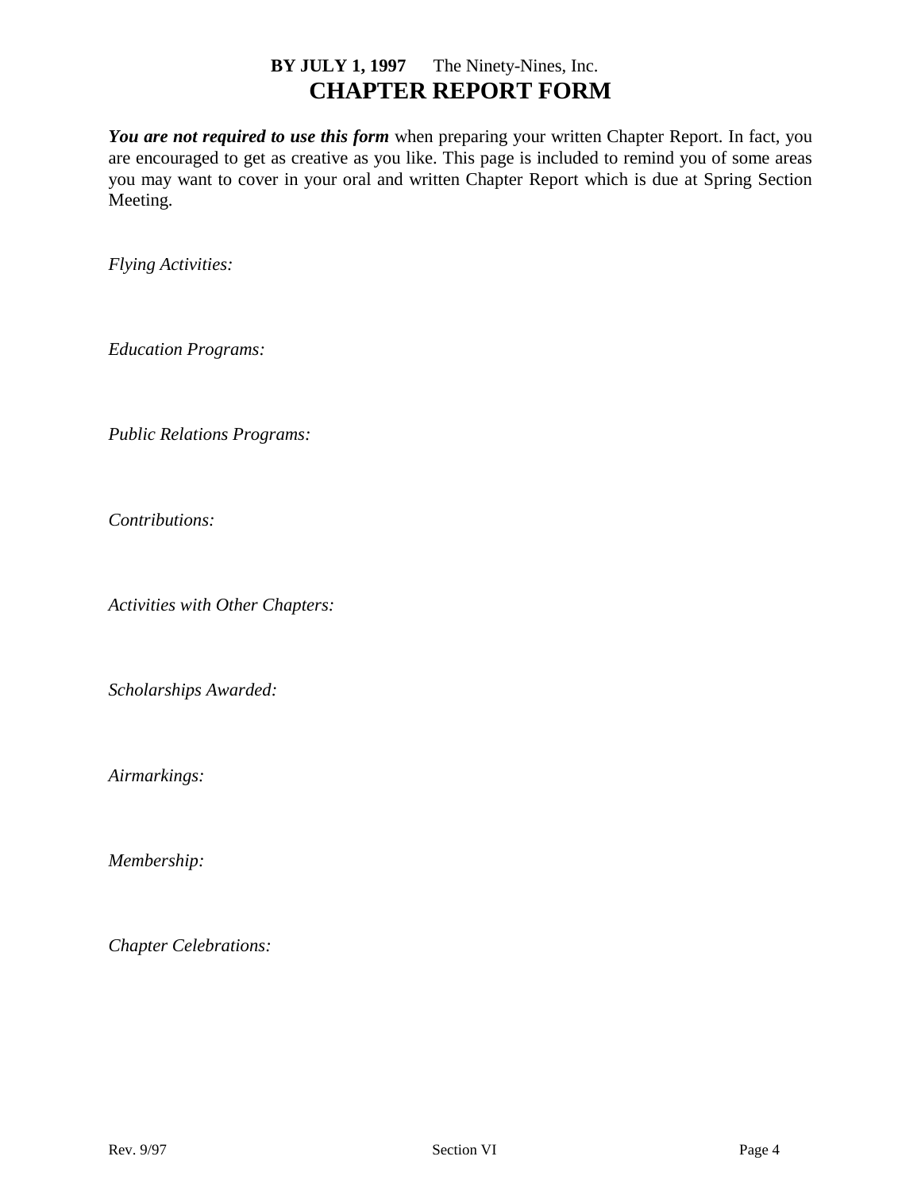**BY JULY 1, 1997** The Ninety-Nines, Inc.

# CHAPTER REPORT FORM

***You are not required to use this form*** when preparing your written Chapter Report. In fact, you are encouraged to get as creative as you like. This page is included to remind you of some areas you may want to cover in your oral and written Chapter Report which is due at Spring Section Meeting.

*Flying Activities:*

*Education Programs:*

*Public Relations Programs:*

*Contributions:*

*Activities with Other Chapters:*

*Scholarships Awarded:*

*Airmarkings:*

*Membership:*

*Chapter Celebrations:*